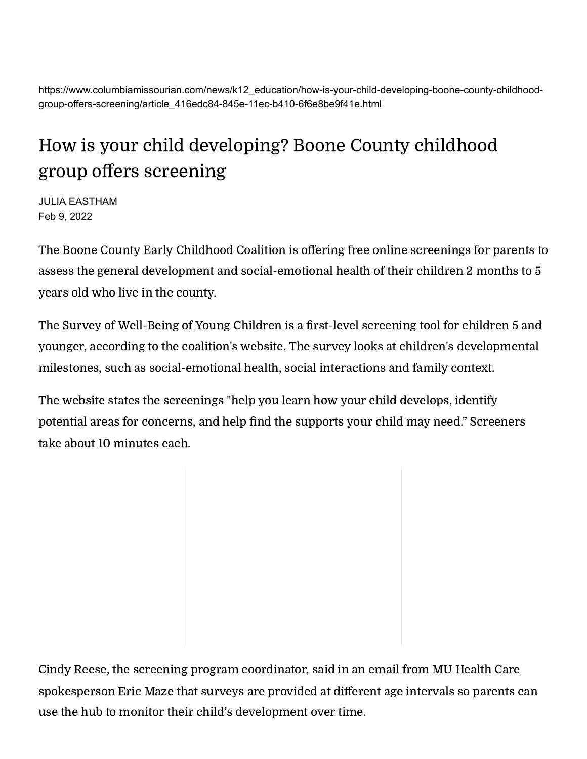https://www.columbiamissourian.com/news/k12_education/how-is-your-child-developing-boone-county-childhood-group-offers-screening/article_416edc84-845e-11ec-b410-6f6e8be9f41e.html

# How is your child developing? Boone County childhood group offers screening

JULIA EASTHAM
Feb 9, 2022

The Boone County Early Childhood Coalition is offering free online screenings for parents to assess the general development and social-emotional health of their children 2 months to 5 years old who live in the county.

The Survey of Well-Being of Young Children is a first-level screening tool for children 5 and younger, according to the coalition's website. The survey looks at children's developmental milestones, such as social-emotional health, social interactions and family context.

The website states the screenings "help you learn how your child develops, identify potential areas for concerns, and help find the supports your child may need." Screeners take about 10 minutes each.

Cindy Reese, the screening program coordinator, said in an email from MU Health Care spokesperson Eric Maze that surveys are provided at different age intervals so parents can use the hub to monitor their child's development over time.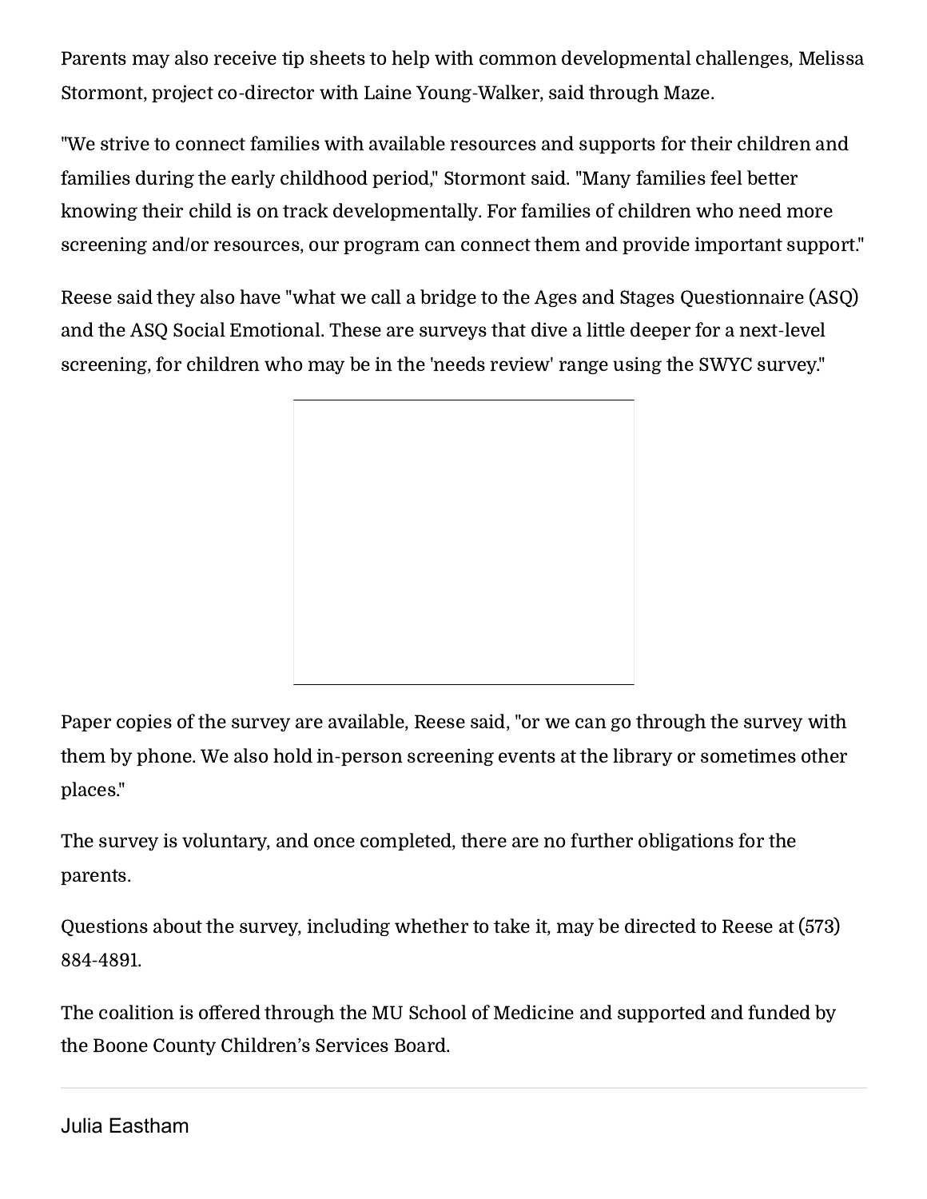Parents may also receive tip sheets to help with common developmental challenges, Melissa Stormont, project co-director with Laine Young-Walker, said through Maze.

"We strive to connect families with available resources and supports for their children and families during the early childhood period," Stormont said. "Many families feel better knowing their child is on track developmentally. For families of children who need more screening and/or resources, our program can connect them and provide important support."

Reese said they also have "what we call a bridge to the Ages and Stages Questionnaire (ASQ) and the ASQ Social Emotional. These are surveys that dive a little deeper for a next-level screening, for children who may be in the 'needs review' range using the SWYC survey."

Paper copies of the survey are available, Reese said, "or we can go through the survey with them by phone. We also hold in-person screening events at the library or sometimes other places."

The survey is voluntary, and once completed, there are no further obligations for the parents.

Questions about the survey, including whether to take it, may be directed to Reese at (573) 884-4891.

The coalition is offered through the MU School of Medicine and supported and funded by the Boone County Children's Services Board.

---

Julia Eastham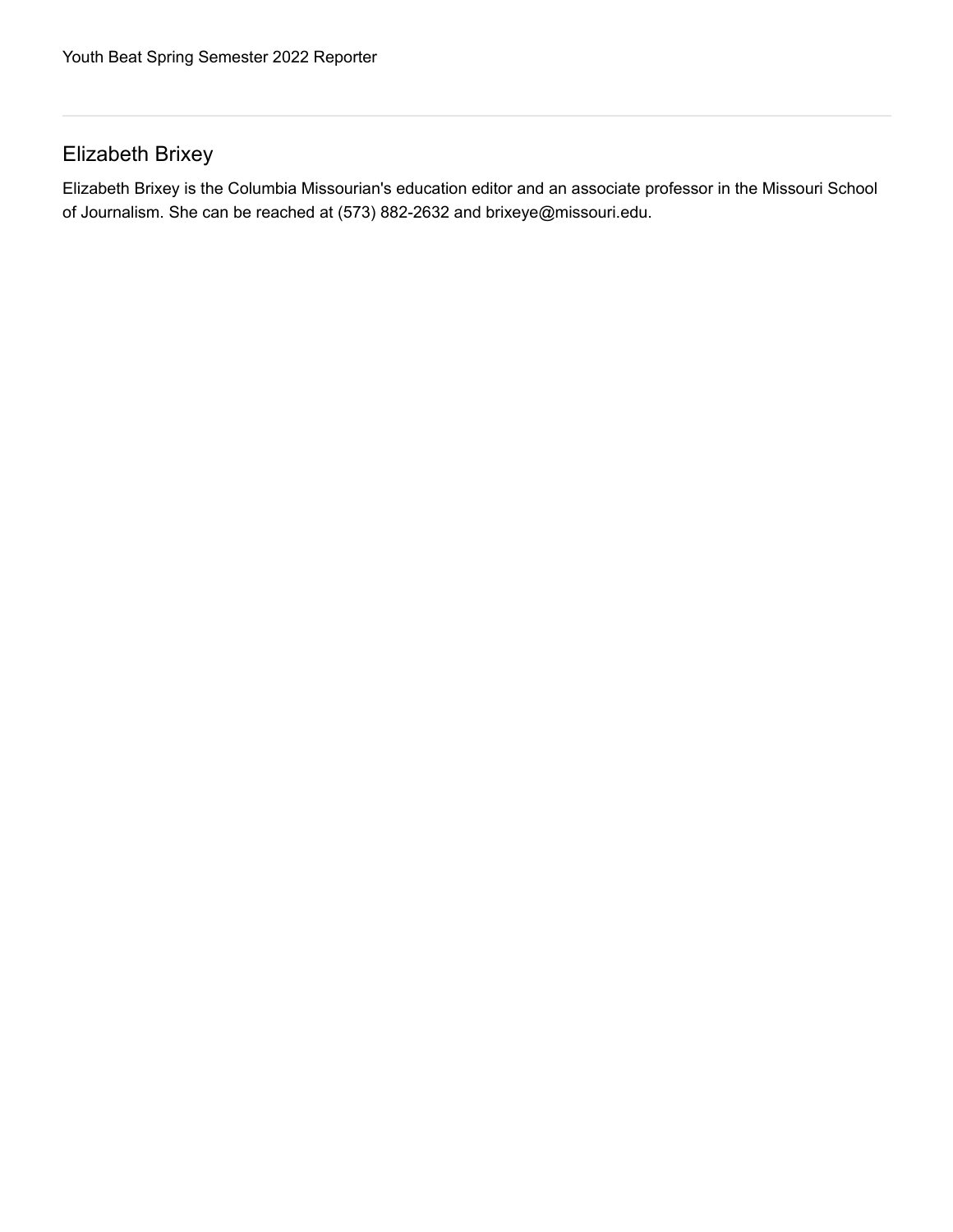Youth Beat Spring Semester 2022 Reporter

---

## Elizabeth Brixey

Elizabeth Brixey is the Columbia Missourian's education editor and an associate professor in the Missouri School of Journalism. She can be reached at (573) 882-2632 and brixeye@missouri.edu.